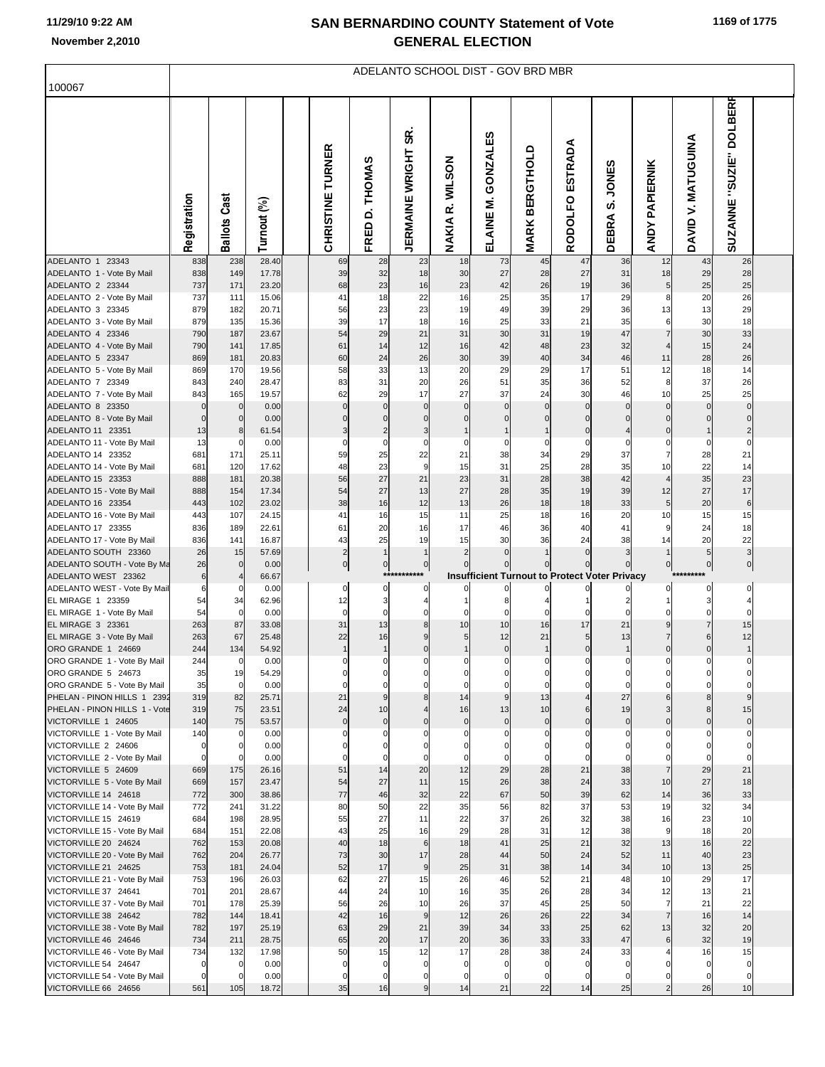# SAN BERNARDINO COUNTY Statement of Vote
# GENERAL ELECTION

November 2,2010

## ADELANTO SCHOOL DIST - GOV BRD MBR

100067

| | Registration | Ballots Cast | Turnout (%) | | CHRISTINE TURNER | FRED D. THOMAS | JERMAINE WRIGHT SR. | NAKIA R. WILSON | ELAINE M. GONZALES | MARK BERGTHOLD | RODOLFO ESTRADA | DEBRA S. JONES | ANDY PAPIERNIK | DAVID V. MATUGUINA | SUZANNE "SUZIE" DOLBERR |
|---|---|---|---|---|---|---|---|---|---|---|---|---|---|---|---|
| ADELANTO 1 23343 | 838 | 238 | 28.40 | | 69 | 28 | 23 | 18 | 73 | 45 | 47 | 36 | 12 | 43 | 26 |
| ADELANTO 1 - Vote By Mail | 838 | 149 | 17.78 | | 39 | 32 | 18 | 30 | 27 | 28 | 27 | 31 | 18 | 29 | 28 |
| ADELANTO 2 23344 | 737 | 171 | 23.20 | | 68 | 23 | 16 | 23 | 42 | 26 | 19 | 36 | 5 | 25 | 25 |
| ADELANTO 2 - Vote By Mail | 737 | 111 | 15.06 | | 41 | 18 | 22 | 16 | 25 | 35 | 17 | 29 | 8 | 20 | 26 |
| ADELANTO 3 23345 | 879 | 182 | 20.71 | | 56 | 23 | 23 | 19 | 49 | 39 | 29 | 36 | 13 | 13 | 29 |
| ADELANTO 3 - Vote By Mail | 879 | 135 | 15.36 | | 39 | 17 | 18 | 16 | 25 | 33 | 21 | 35 | 6 | 30 | 18 |
| ADELANTO 4 23346 | 790 | 187 | 23.67 | | 54 | 29 | 21 | 31 | 30 | 31 | 19 | 47 | 7 | 30 | 33 |
| ADELANTO 4 - Vote By Mail | 790 | 141 | 17.85 | | 61 | 14 | 12 | 16 | 42 | 48 | 23 | 32 | 4 | 15 | 24 |
| ADELANTO 5 23347 | 869 | 181 | 20.83 | | 60 | 24 | 26 | 30 | 39 | 40 | 34 | 46 | 11 | 28 | 26 |
| ADELANTO 5 - Vote By Mail | 869 | 170 | 19.56 | | 58 | 33 | 13 | 20 | 29 | 29 | 17 | 51 | 12 | 18 | 14 |
| ADELANTO 7 23349 | 843 | 240 | 28.47 | | 83 | 31 | 20 | 26 | 51 | 35 | 36 | 52 | 8 | 37 | 26 |
| ADELANTO 7 - Vote By Mail | 843 | 165 | 19.57 | | 62 | 29 | 17 | 27 | 37 | 24 | 30 | 46 | 10 | 25 | 25 |
| ADELANTO 8 23350 | 0 | 0 | 0.00 | | 0 | 0 | 0 | 0 | 0 | 0 | 0 | 0 | 0 | 0 | 0 |
| ADELANTO 8 - Vote By Mail | 0 | 0 | 0.00 | | 0 | 0 | 0 | 0 | 0 | 0 | 0 | 0 | 0 | 0 | 0 |
| ADELANTO 11 23351 | 13 | 8 | 61.54 | | 3 | 2 | 3 | 1 | 1 | 1 | 0 | 4 | 0 | 1 | 2 |
| ADELANTO 11 - Vote By Mail | 13 | 0 | 0.00 | | 0 | 0 | 0 | 0 | 0 | 0 | 0 | 0 | 0 | 0 | 0 |
| ADELANTO 14 23352 | 681 | 171 | 25.11 | | 59 | 25 | 22 | 21 | 38 | 34 | 29 | 37 | 7 | 28 | 21 |
| ADELANTO 14 - Vote By Mail | 681 | 120 | 17.62 | | 48 | 23 | 9 | 15 | 31 | 25 | 28 | 35 | 10 | 22 | 14 |
| ADELANTO 15 23353 | 888 | 181 | 20.38 | | 56 | 27 | 21 | 23 | 31 | 28 | 38 | 42 | 4 | 35 | 23 |
| ADELANTO 15 - Vote By Mail | 888 | 154 | 17.34 | | 54 | 27 | 13 | 27 | 28 | 35 | 19 | 39 | 12 | 27 | 17 |
| ADELANTO 16 23354 | 443 | 102 | 23.02 | | 38 | 16 | 12 | 13 | 26 | 18 | 18 | 33 | 5 | 20 | 6 |
| ADELANTO 16 - Vote By Mail | 443 | 107 | 24.15 | | 41 | 16 | 15 | 11 | 25 | 18 | 16 | 20 | 10 | 15 | 15 |
| ADELANTO 17 23355 | 836 | 189 | 22.61 | | 61 | 20 | 16 | 17 | 46 | 36 | 40 | 41 | 9 | 24 | 18 |
| ADELANTO 17 - Vote By Mail | 836 | 141 | 16.87 | | 43 | 25 | 19 | 15 | 30 | 36 | 24 | 38 | 14 | 20 | 22 |
| ADELANTO SOUTH 23360 | 26 | 15 | 57.69 | | 2 | 1 | 1 | 2 | 0 | 1 | 0 | 3 | 1 | 5 | 3 |
| ADELANTO SOUTH - Vote By Ma | 26 | 0 | 0.00 | | 0 | 0 | 0 | 0 | 0 | 0 | 0 | 0 | 0 | 0 | 0 |
| ADELANTO WEST 23362 | 6 | 4 | 66.67 | | | | *********** | | Insufficient Turnout to Protect Voter Privacy | | | | | ********* | |
| ADELANTO WEST - Vote By Mail | 6 | 0 | 0.00 | | 0 | 0 | 0 | 0 | 0 | 0 | 0 | 0 | 0 | 0 | 0 |
| EL MIRAGE 1 23359 | 54 | 34 | 62.96 | | 12 | 3 | 4 | 1 | 8 | 4 | 1 | 2 | 1 | 3 | 4 |
| EL MIRAGE 1 - Vote By Mail | 54 | 0 | 0.00 | | 0 | 0 | 0 | 0 | 0 | 0 | 0 | 0 | 0 | 0 | 0 |
| EL MIRAGE 3 23361 | 263 | 87 | 33.08 | | 31 | 13 | 8 | 10 | 10 | 16 | 17 | 21 | 9 | 7 | 15 |
| EL MIRAGE 3 - Vote By Mail | 263 | 67 | 25.48 | | 22 | 16 | 9 | 5 | 12 | 21 | 5 | 13 | 7 | 6 | 12 |
| ORO GRANDE 1 24669 | 244 | 134 | 54.92 | | 1 | 1 | 0 | 1 | 0 | 1 | 0 | 1 | 0 | 0 | 1 |
| ORO GRANDE 1 - Vote By Mail | 244 | 0 | 0.00 | | 0 | 0 | 0 | 0 | 0 | 0 | 0 | 0 | 0 | 0 | 0 |
| ORO GRANDE 5 24673 | 35 | 19 | 54.29 | | 0 | 0 | 0 | 0 | 0 | 0 | 0 | 0 | 0 | 0 | 0 |
| ORO GRANDE 5 - Vote By Mail | 35 | 0 | 0.00 | | 0 | 0 | 0 | 0 | 0 | 0 | 0 | 0 | 0 | 0 | 0 |
| PHELAN - PINON HILLS 1 2392 | 319 | 82 | 25.71 | | 21 | 9 | 8 | 14 | 9 | 13 | 4 | 27 | 6 | 8 | 9 |
| PHELAN - PINON HILLS 1 - Vote | 319 | 75 | 23.51 | | 24 | 10 | 4 | 16 | 13 | 10 | 6 | 19 | 3 | 8 | 15 |
| VICTORVILLE 1 24605 | 140 | 75 | 53.57 | | 0 | 0 | 0 | 0 | 0 | 0 | 0 | 0 | 0 | 0 | 0 |
| VICTORVILLE 1 - Vote By Mail | 140 | 0 | 0.00 | | 0 | 0 | 0 | 0 | 0 | 0 | 0 | 0 | 0 | 0 | 0 |
| VICTORVILLE 2 24606 | 0 | 0 | 0.00 | | 0 | 0 | 0 | 0 | 0 | 0 | 0 | 0 | 0 | 0 | 0 |
| VICTORVILLE 2 - Vote By Mail | 0 | 0 | 0.00 | | 0 | 0 | 0 | 0 | 0 | 0 | 0 | 0 | 0 | 0 | 0 |
| VICTORVILLE 5 24609 | 669 | 175 | 26.16 | | 51 | 14 | 20 | 12 | 29 | 28 | 21 | 38 | 7 | 29 | 21 |
| VICTORVILLE 5 - Vote By Mail | 669 | 157 | 23.47 | | 54 | 27 | 11 | 15 | 26 | 38 | 24 | 33 | 10 | 27 | 18 |
| VICTORVILLE 14 24618 | 772 | 300 | 38.86 | | 77 | 46 | 32 | 22 | 67 | 50 | 39 | 62 | 14 | 36 | 33 |
| VICTORVILLE 14 - Vote By Mail | 772 | 241 | 31.22 | | 80 | 50 | 22 | 35 | 56 | 82 | 37 | 53 | 19 | 32 | 34 |
| VICTORVILLE 15 24619 | 684 | 198 | 28.95 | | 55 | 27 | 11 | 22 | 37 | 26 | 32 | 38 | 16 | 23 | 10 |
| VICTORVILLE 15 - Vote By Mail | 684 | 151 | 22.08 | | 43 | 25 | 16 | 29 | 28 | 31 | 12 | 38 | 9 | 18 | 20 |
| VICTORVILLE 20 24624 | 762 | 153 | 20.08 | | 40 | 18 | 6 | 18 | 41 | 25 | 21 | 32 | 13 | 16 | 22 |
| VICTORVILLE 20 - Vote By Mail | 762 | 204 | 26.77 | | 73 | 30 | 17 | 28 | 44 | 50 | 24 | 52 | 11 | 40 | 23 |
| VICTORVILLE 21 24625 | 753 | 181 | 24.04 | | 52 | 17 | 9 | 25 | 31 | 38 | 14 | 34 | 10 | 13 | 25 |
| VICTORVILLE 21 - Vote By Mail | 753 | 196 | 26.03 | | 62 | 27 | 15 | 26 | 46 | 52 | 21 | 48 | 10 | 29 | 17 |
| VICTORVILLE 37 24641 | 701 | 201 | 28.67 | | 44 | 24 | 10 | 16 | 35 | 26 | 28 | 34 | 12 | 13 | 21 |
| VICTORVILLE 37 - Vote By Mail | 701 | 178 | 25.39 | | 56 | 26 | 10 | 26 | 37 | 45 | 25 | 50 | 7 | 21 | 22 |
| VICTORVILLE 38 24642 | 782 | 144 | 18.41 | | 42 | 16 | 9 | 12 | 26 | 26 | 22 | 34 | 7 | 16 | 14 |
| VICTORVILLE 38 - Vote By Mail | 782 | 197 | 25.19 | | 63 | 29 | 21 | 39 | 34 | 33 | 25 | 62 | 13 | 32 | 20 |
| VICTORVILLE 46 24646 | 734 | 211 | 28.75 | | 65 | 20 | 17 | 20 | 36 | 33 | 33 | 47 | 6 | 32 | 19 |
| VICTORVILLE 46 - Vote By Mail | 734 | 132 | 17.98 | | 50 | 15 | 12 | 17 | 28 | 38 | 24 | 33 | 4 | 16 | 15 |
| VICTORVILLE 54 24647 | 0 | 0 | 0.00 | | 0 | 0 | 0 | 0 | 0 | 0 | 0 | 0 | 0 | 0 | 0 |
| VICTORVILLE 54 - Vote By Mail | 0 | 0 | 0.00 | | 0 | 0 | 0 | 0 | 0 | 0 | 0 | 0 | 0 | 0 | 0 |
| VICTORVILLE 66 24656 | 561 | 105 | 18.72 | | 35 | 16 | 9 | 14 | 21 | 22 | 14 | 25 | 2 | 26 | 10 |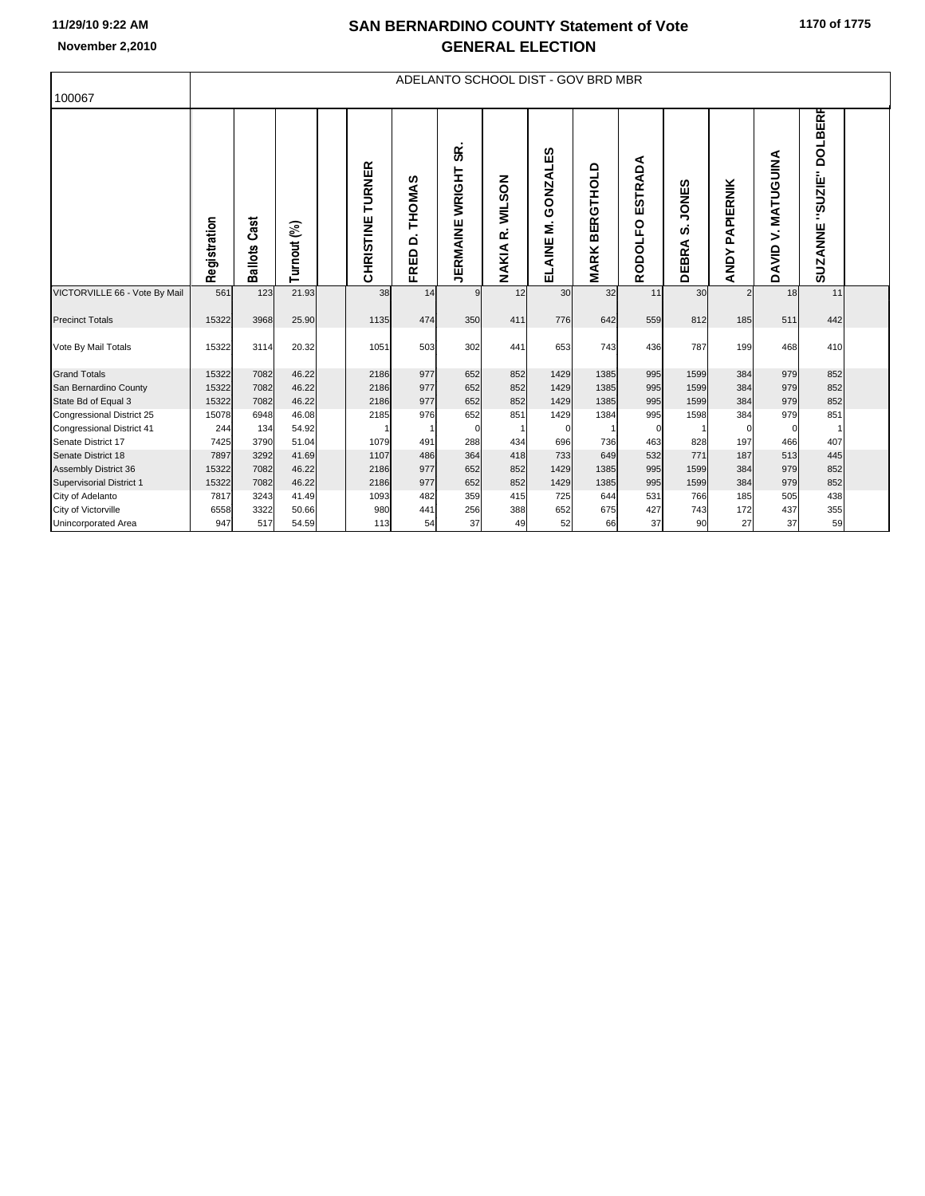# SAN BERNARDINO COUNTY Statement of Vote

## GENERAL ELECTION

November 2,2010

11/29/10 9:22 AM

| 100067 | ADELANTO SCHOOL DIST - GOV BRD MBR | | | | | | | | | | | | | | |
|---|---|---|---|---|---|---|---|---|---|---|---|---|---|---|---|
| | Registration | Ballots Cast | Turnout (%) | CHRISTINE TURNER | FRED D. THOMAS | JERMAINE WRIGHT SR. | NAKIA R. WILSON | ELAINE M. GONZALES | MARK BERGTHOLD | RODOLFO ESTRADA | DEBRA S. JONES | ANDY PAPIERNIK | DAVID V. MATUGUINA | SUZANNE ''SUZIE'' DOLBERF | |
| VICTORVILLE 66 - Vote By Mail | 561 | 123 | 21.93 | 38 | 14 | 9 | 12 | 30 | 32 | 11 | 30 | 2 | 18 | 11 | |
| Precinct Totals | 15322 | 3968 | 25.90 | 1135 | 474 | 350 | 411 | 776 | 642 | 559 | 812 | 185 | 511 | 442 | |
| Vote By Mail Totals | 15322 | 3114 | 20.32 | 1051 | 503 | 302 | 441 | 653 | 743 | 436 | 787 | 199 | 468 | 410 | |
| Grand Totals | 15322 | 7082 | 46.22 | 2186 | 977 | 652 | 852 | 1429 | 1385 | 995 | 1599 | 384 | 979 | 852 | |
| San Bernardino County | 15322 | 7082 | 46.22 | 2186 | 977 | 652 | 852 | 1429 | 1385 | 995 | 1599 | 384 | 979 | 852 | |
| State Bd of Equal 3 | 15322 | 7082 | 46.22 | 2186 | 977 | 652 | 852 | 1429 | 1385 | 995 | 1599 | 384 | 979 | 852 | |
| Congressional District 25 | 15078 | 6948 | 46.08 | 2185 | 976 | 652 | 851 | 1429 | 1384 | 995 | 1598 | 384 | 979 | 851 | |
| Congressional District 41 | 244 | 134 | 54.92 | 1 | 1 | 0 | 1 | 0 | 1 | 0 | 1 | 0 | 0 | 1 | |
| Senate District 17 | 7425 | 3790 | 51.04 | 1079 | 491 | 288 | 434 | 696 | 736 | 463 | 828 | 197 | 466 | 407 | |
| Senate District 18 | 7897 | 3292 | 41.69 | 1107 | 486 | 364 | 418 | 733 | 649 | 532 | 771 | 187 | 513 | 445 | |
| Assembly District 36 | 15322 | 7082 | 46.22 | 2186 | 977 | 652 | 852 | 1429 | 1385 | 995 | 1599 | 384 | 979 | 852 | |
| Supervisorial District 1 | 15322 | 7082 | 46.22 | 2186 | 977 | 652 | 852 | 1429 | 1385 | 995 | 1599 | 384 | 979 | 852 | |
| City of Adelanto | 7817 | 3243 | 41.49 | 1093 | 482 | 359 | 415 | 725 | 644 | 531 | 766 | 185 | 505 | 438 | |
| City of Victorville | 6558 | 3322 | 50.66 | 980 | 441 | 256 | 388 | 652 | 675 | 427 | 743 | 172 | 437 | 355 | |
| Unincorporated Area | 947 | 517 | 54.59 | 113 | 54 | 37 | 49 | 52 | 66 | 37 | 90 | 27 | 37 | 59 | |